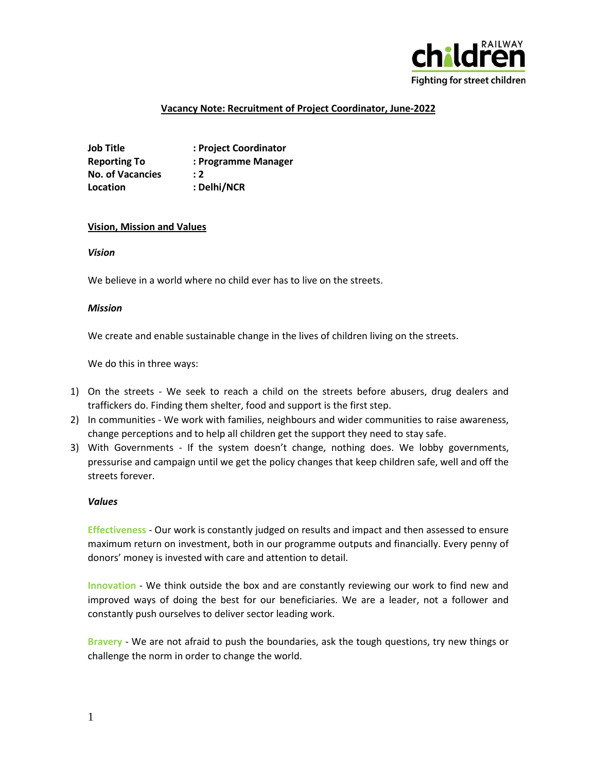**Vacancy Note: Recruitment of Project Coordinator, June-2022**

**Job Title** : **Project Coordinator**
**Reporting To** : **Programme Manager**
**No. of Vacancies** : **2**
**Location** : **Delhi/NCR**

## Vision, Mission and Values

***Vision***

We believe in a world where no child ever has to live on the streets.

***Mission***

We create and enable sustainable change in the lives of children living on the streets.

We do this in three ways:

1) On the streets - We seek to reach a child on the streets before abusers, drug dealers and traffickers do. Finding them shelter, food and support is the first step.
2) In communities - We work with families, neighbours and wider communities to raise awareness, change perceptions and to help all children get the support they need to stay safe.
3) With Governments - If the system doesn't change, nothing does. We lobby governments, pressurise and campaign until we get the policy changes that keep children safe, well and off the streets forever.

***Values***

**Effectiveness** - Our work is constantly judged on results and impact and then assessed to ensure maximum return on investment, both in our programme outputs and financially. Every penny of donors' money is invested with care and attention to detail.

**Innovation** - We think outside the box and are constantly reviewing our work to find new and improved ways of doing the best for our beneficiaries. We are a leader, not a follower and constantly push ourselves to deliver sector leading work.

**Bravery** - We are not afraid to push the boundaries, ask the tough questions, try new things or challenge the norm in order to change the world.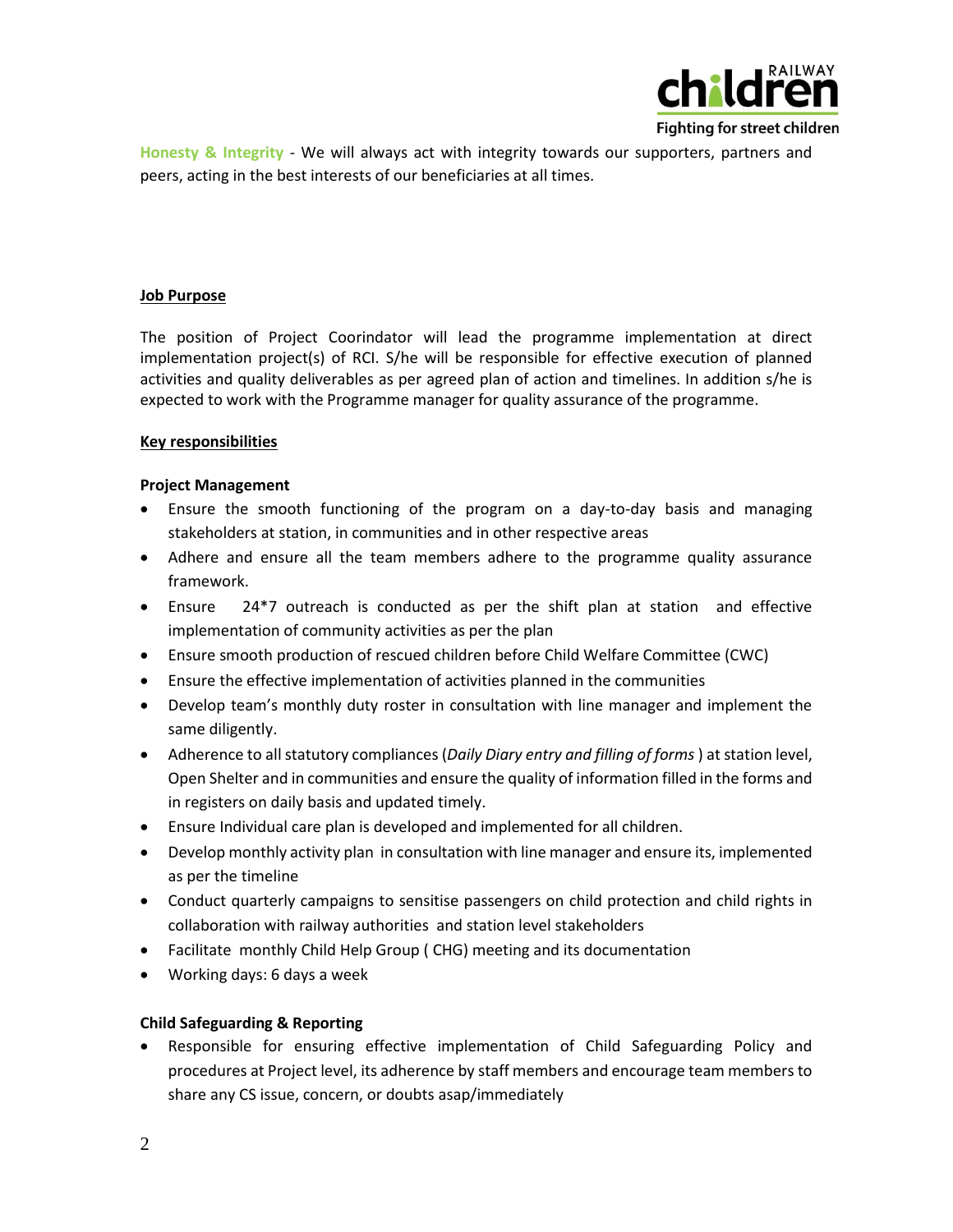**Honesty & Integrity** - We will always act with integrity towards our supporters, partners and peers, acting in the best interests of our beneficiaries at all times.

**Job Purpose**

The position of Project Coorindator will lead the programme implementation at direct implementation project(s) of RCI. S/he will be responsible for effective execution of planned activities and quality deliverables as per agreed plan of action and timelines. In addition s/he is expected to work with the Programme manager for quality assurance of the programme.

**Key responsibilities**

**Project Management**

- Ensure the smooth functioning of the program on a day-to-day basis and managing stakeholders at station, in communities and in other respective areas
- Adhere and ensure all the team members adhere to the programme quality assurance framework.
- Ensure 24*7 outreach is conducted as per the shift plan at station and effective implementation of community activities as per the plan
- Ensure smooth production of rescued children before Child Welfare Committee (CWC)
- Ensure the effective implementation of activities planned in the communities
- Develop team's monthly duty roster in consultation with line manager and implement the same diligently.
- Adherence to all statutory compliances (*Daily Diary entry and filling of forms* ) at station level, Open Shelter and in communities and ensure the quality of information filled in the forms and in registers on daily basis and updated timely.
- Ensure Individual care plan is developed and implemented for all children.
- Develop monthly activity plan in consultation with line manager and ensure its, implemented as per the timeline
- Conduct quarterly campaigns to sensitise passengers on child protection and child rights in collaboration with railway authorities and station level stakeholders
- Facilitate monthly Child Help Group ( CHG) meeting and its documentation
- Working days: 6 days a week

**Child Safeguarding & Reporting**

- Responsible for ensuring effective implementation of Child Safeguarding Policy and procedures at Project level, its adherence by staff members and encourage team members to share any CS issue, concern, or doubts asap/immediately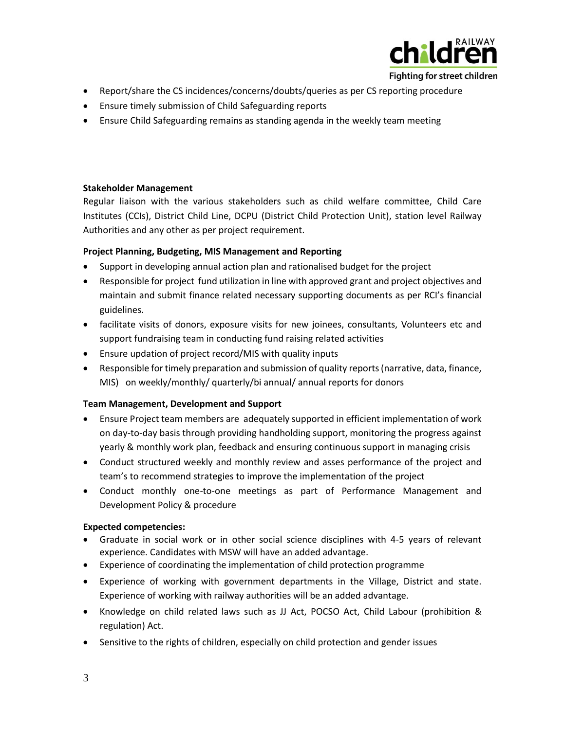- Report/share the CS incidences/concerns/doubts/queries as per CS reporting procedure
- Ensure timely submission of Child Safeguarding reports
- Ensure Child Safeguarding remains as standing agenda in the weekly team meeting

**Stakeholder Management**

Regular liaison with the various stakeholders such as child welfare committee, Child Care Institutes (CCIs), District Child Line, DCPU (District Child Protection Unit), station level Railway Authorities and any other as per project requirement.

**Project Planning, Budgeting, MIS Management and Reporting**

- Support in developing annual action plan and rationalised budget for the project
- Responsible for project fund utilization in line with approved grant and project objectives and maintain and submit finance related necessary supporting documents as per RCI's financial guidelines.
- facilitate visits of donors, exposure visits for new joinees, consultants, Volunteers etc and support fundraising team in conducting fund raising related activities
- Ensure updation of project record/MIS with quality inputs
- Responsible for timely preparation and submission of quality reports (narrative, data, finance, MIS) on weekly/monthly/ quarterly/bi annual/ annual reports for donors

**Team Management, Development and Support**

- Ensure Project team members are adequately supported in efficient implementation of work on day-to-day basis through providing handholding support, monitoring the progress against yearly & monthly work plan, feedback and ensuring continuous support in managing crisis
- Conduct structured weekly and monthly review and asses performance of the project and team's to recommend strategies to improve the implementation of the project
- Conduct monthly one-to-one meetings as part of Performance Management and Development Policy & procedure

**Expected competencies:**

- Graduate in social work or in other social science disciplines with 4-5 years of relevant experience. Candidates with MSW will have an added advantage.
- Experience of coordinating the implementation of child protection programme
- Experience of working with government departments in the Village, District and state. Experience of working with railway authorities will be an added advantage.
- Knowledge on child related laws such as JJ Act, POCSO Act, Child Labour (prohibition & regulation) Act.
- Sensitive to the rights of children, especially on child protection and gender issues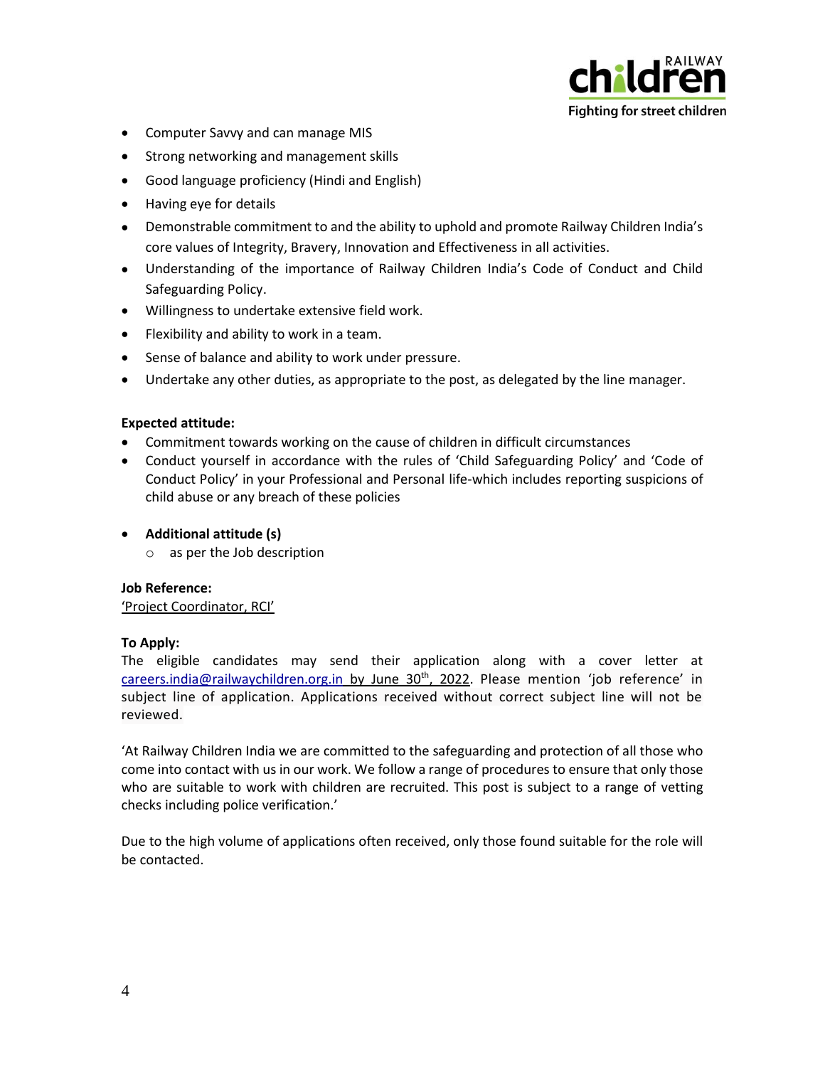- Computer Savvy and can manage MIS
- Strong networking and management skills
- Good language proficiency (Hindi and English)
- Having eye for details
- Demonstrable commitment to and the ability to uphold and promote Railway Children India's core values of Integrity, Bravery, Innovation and Effectiveness in all activities.
- Understanding of the importance of Railway Children India's Code of Conduct and Child Safeguarding Policy.
- Willingness to undertake extensive field work.
- Flexibility and ability to work in a team.
- Sense of balance and ability to work under pressure.
- Undertake any other duties, as appropriate to the post, as delegated by the line manager.

**Expected attitude:**

- Commitment towards working on the cause of children in difficult circumstances
- Conduct yourself in accordance with the rules of 'Child Safeguarding Policy' and 'Code of Conduct Policy' in your Professional and Personal life-which includes reporting suspicions of child abuse or any breach of these policies

- **Additional attitude (s)**
  - as per the Job description

**Job Reference:**

'Project Coordinator, RCI'

**To Apply:**

The eligible candidates may send their application along with a cover letter at careers.india@railwaychildren.org.in by June 30th, 2022. Please mention 'job reference' in subject line of application. Applications received without correct subject line will not be reviewed.

'At Railway Children India we are committed to the safeguarding and protection of all those who come into contact with us in our work. We follow a range of procedures to ensure that only those who are suitable to work with children are recruited. This post is subject to a range of vetting checks including police verification.'

Due to the high volume of applications often received, only those found suitable for the role will be contacted.